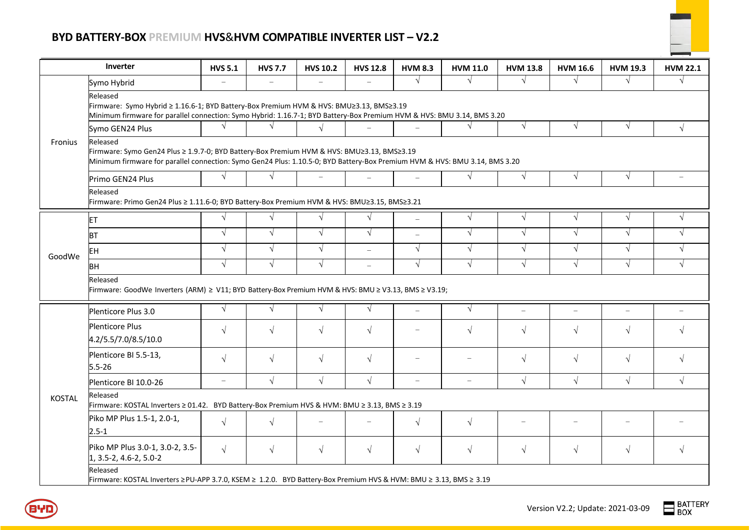# BYD BATTERY-BOX PREMIUM HVS&HVM COMPATIBLE INVERTER LIST – V2.2

| Inverter | | HVS 5.1 | HVS 7.7 | HVS 10.2 | HVS 12.8 | HVM 8.3 | HVM 11.0 | HVM 13.8 | HVM 16.6 | HVM 19.3 | HVM 22.1 |
|---|---|---|---|---|---|---|---|---|---|---|---|
| Fronius | Symo Hybrid | – | – | – | – | √ | √ | √ | √ | √ | √ |
| | Released<br>Firmware: Symo Hybrid ≥ 1.16.6-1; BYD Battery-Box Premium HVM & HVS: BMU≥3.13, BMS≥3.19<br>Minimum firmware for parallel connection: Symo Hybrid: 1.16.7-1; BYD Battery-Box Premium HVM & HVS: BMU 3.14, BMS 3.20 | | | | | | | | | | |
| | Symo GEN24 Plus | √ | √ | √ | – | – | √ | √ | √ | √ | √ |
| | Released<br>Firmware: Symo Gen24 Plus ≥ 1.9.7-0; BYD Battery-Box Premium HVM & HVS: BMU≥3.13, BMS≥3.19<br>Minimum firmware for parallel connection: Symo Gen24 Plus: 1.10.5-0; BYD Battery-Box Premium HVM & HVS: BMU 3.14, BMS 3.20 | | | | | | | | | | |
| | Primo GEN24 Plus | √ | √ | – | – | – | √ | √ | √ | √ | – |
| | Released<br>Firmware: Primo Gen24 Plus ≥ 1.11.6-0; BYD Battery-Box Premium HVM & HVS: BMU≥3.15, BMS≥3.21 | | | | | | | | | | |
| GoodWe | ET | √ | √ | √ | √ | – | √ | √ | √ | √ | √ |
| | BT | √ | √ | √ | √ | – | √ | √ | √ | √ | √ |
| | EH | √ | √ | √ | – | √ | √ | √ | √ | √ | √ |
| | BH | √ | √ | √ | – | √ | √ | √ | √ | √ | √ |
| | Released<br>Firmware: GoodWe Inverters (ARM) ≥ V11; BYD Battery-Box Premium HVM & HVS: BMU ≥ V3.13, BMS ≥ V3.19; | | | | | | | | | | |
| KOSTAL | Plenticore Plus 3.0 | √ | √ | √ | √ | – | √ | – | – | – | – |
| | Plenticore Plus 4.2/5.5/7.0/8.5/10.0 | √ | √ | √ | √ | – | √ | √ | √ | √ | √ |
| | Plenticore BI 5.5-13, 5.5-26 | √ | √ | √ | √ | – | – | √ | √ | √ | √ |
| | Plenticore BI 10.0-26 | – | √ | √ | √ | – | – | √ | √ | √ | √ |
| | Released<br>Firmware: KOSTAL Inverters ≥ 01.42. BYD Battery-Box Premium HVS & HVM: BMU ≥ 3.13, BMS ≥ 3.19 | | | | | | | | | | |
| | Piko MP Plus 1.5-1, 2.0-1, 2.5-1 | √ | √ | – | – | √ | √ | – | – | – | – |
| | Piko MP Plus 3.0-1, 3.0-2, 3.5-1, 3.5-2, 4.6-2, 5.0-2 | √ | √ | √ | √ | √ | √ | √ | √ | √ | √ |
| | Released<br>Firmware: KOSTAL Inverters ≥PU-APP 3.7.0, KSEM ≥ 1.2.0. BYD Battery-Box Premium HVS & HVM: BMU ≥ 3.13, BMS ≥ 3.19 | | | | | | | | | | |

Version V2.2; Update: 2021-03-09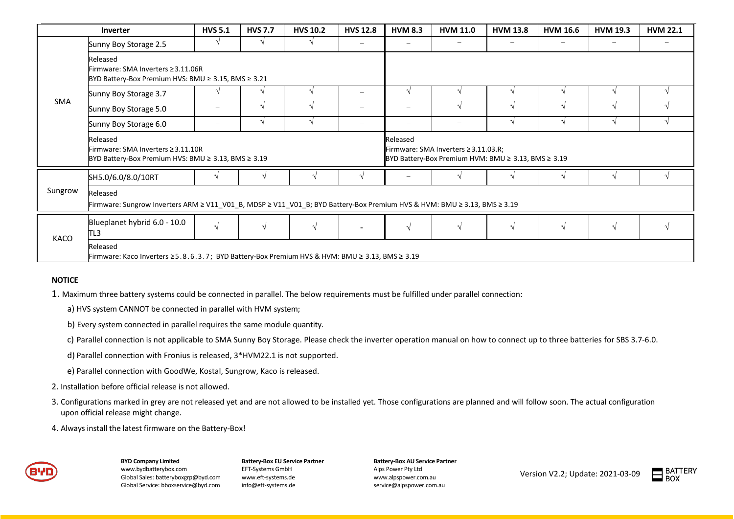| Inverter | | HVS 5.1 | HVS 7.7 | HVS 10.2 | HVS 12.8 | HVM 8.3 | HVM 11.0 | HVM 13.8 | HVM 16.6 | HVM 19.3 | HVM 22.1 |
|---|---|---|---|---|---|---|---|---|---|---|---|
| SMA | Sunny Boy Storage 2.5 | √ | √ | √ | – | – | – | – | – | – | – |
| | Released<br>Firmware: SMA Inverters ≥3.11.06R<br>BYD Battery-Box Premium HVS: BMU ≥ 3.15, BMS ≥ 3.21 | | | | | | | | | | |
| | Sunny Boy Storage 3.7 | √ | √ | √ | – | √ | √ | √ | √ | √ | √ |
| | Sunny Boy Storage 5.0 | – | √ | √ | – | – | √ | √ | √ | √ | √ |
| | Sunny Boy Storage 6.0 | – | √ | √ | – | – | – | √ | √ | √ | √ |
| | Released<br>Firmware: SMA Inverters ≥3.11.10R<br>BYD Battery-Box Premium HVS: BMU ≥ 3.13, BMS ≥ 3.19 | | | | | Released<br>Firmware: SMA Inverters ≥3.11.03.R;<br>BYD Battery-Box Premium HVM: BMU ≥ 3.13, BMS ≥ 3.19 | | | | | |
| Sungrow | SH5.0/6.0/8.0/10RT | √ | √ | √ | √ | – | √ | √ | √ | √ | √ |
| | Released<br>Firmware: Sungrow Inverters ARM ≥ V11_V01_B, MDSP ≥ V11_V01_B; BYD Battery-Box Premium HVS & HVM: BMU ≥ 3.13, BMS ≥ 3.19 | | | | | | | | | | |
| KACO | Blueplanet hybrid 6.0 - 10.0 TL3 | √ | √ | √ | - | √ | √ | √ | √ | √ | √ |
| | Released<br>Firmware: Kaco Inverters ≥5.8.6.3.7; BYD Battery-Box Premium HVS & HVM: BMU ≥ 3.13, BMS ≥ 3.19 | | | | | | | | | | |

**NOTICE**

1. Maximum three battery systems could be connected in parallel. The below requirements must be fulfilled under parallel connection:
   a) HVS system CANNOT be connected in parallel with HVM system;
   b) Every system connected in parallel requires the same module quantity.
   c) Parallel connection is not applicable to SMA Sunny Boy Storage. Please check the inverter operation manual on how to connect up to three batteries for SBS 3.7-6.0.
   d) Parallel connection with Fronius is released, 3*HVM22.1 is not supported.
   e) Parallel connection with GoodWe, Kostal, Sungrow, Kaco is released.
2. Installation before official release is not allowed.
3. Configurations marked in grey are not released yet and are not allowed to be installed yet. Those configurations are planned and will follow soon. The actual configuration upon official release might change.
4. Always install the latest firmware on the Battery-Box!

**BYD Company Limited**
www.bydbatterybox.com
Global Sales: batteryboxgrp@byd.com
Global Service: bboxservice@byd.com

**Battery-Box EU Service Partner**
EFT-Systems GmbH
www.eft-systems.de
info@eft-systems.de

**Battery-Box AU Service Partner**
Alps Power Pty Ltd
www.alpspower.com.au
service@alpspower.com.au

Version V2.2; Update: 2021-03-09